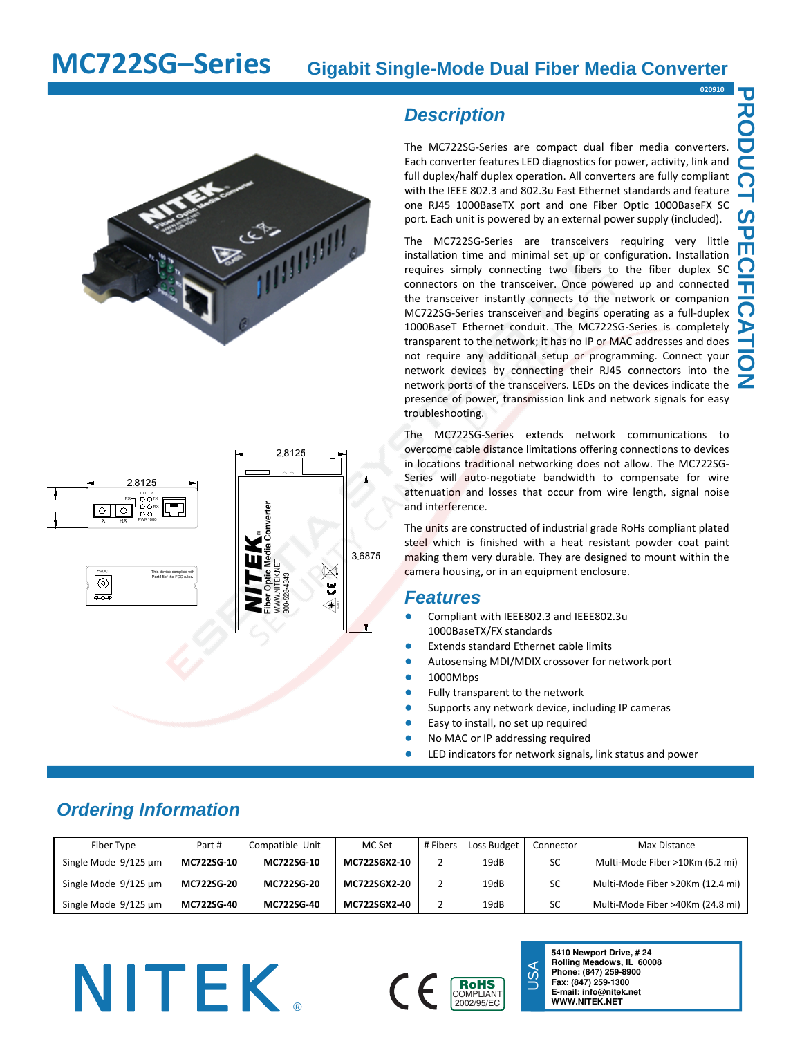# MC722SG–Series

## Gigabit Single-Mode Dual Fiber Media Converter

020910

PRODUCT SPECIFICATION

## Description

The MC722SG-Series are compact dual fiber media converters. Each converter features LED diagnostics for power, activity, link and full duplex/half duplex operation. All converters are fully compliant with the IEEE 802.3 and 802.3u Fast Ethernet standards and feature one RJ45 1000BaseTX port and one Fiber Optic 1000BaseFX SC port. Each unit is powered by an external power supply (included).

The MC722SG-Series are transceivers requiring very little installation time and minimal set up or configuration. Installation requires simply connecting two fibers to the fiber duplex SC connectors on the transceiver. Once powered up and connected the transceiver instantly connects to the network or companion MC722SG-Series transceiver and begins operating as a full-duplex 1000BaseT Ethernet conduit. The MC722SG-Series is completely transparent to the network; it has no IP or MAC addresses and does not require any additional setup or programming. Connect your network devices by connecting their RJ45 connectors into the network ports of the transceivers. LEDs on the devices indicate the presence of power, transmission link and network signals for easy troubleshooting.

The MC722SG-Series extends network communications to overcome cable distance limitations offering connections to devices in locations traditional networking does not allow. The MC722SG-Series will auto-negotiate bandwidth to compensate for wire attenuation and losses that occur from wire length, signal noise and interference.

The units are constructed of industrial grade RoHs compliant plated steel which is finished with a heat resistant powder coat paint making them very durable. They are designed to mount within the camera housing, or in an equipment enclosure.

2.8125

2.8125

3.6875

## Features

- Compliant with IEEE802.3 and IEEE802.3u 1000BaseTX/FX standards
- Extends standard Ethernet cable limits
- Autosensing MDI/MDIX crossover for network port
- 1000Mbps
- Fully transparent to the network
- Supports any network device, including IP cameras
- Easy to install, no set up required
- No MAC or IP addressing required
- LED indicators for network signals, link status and power

## Ordering Information

| Fiber Type | Part # | Compatible Unit | MC Set | # Fibers | Loss Budget | Connector | Max Distance |
|---|---|---|---|---|---|---|---|
| Single Mode 9/125 µm | **MC722SG-10** | **MC722SG-10** | **MC722SGX2-10** | 2 | 19dB | SC | Multi-Mode Fiber >10Km (6.2 mi) |
| Single Mode 9/125 µm | **MC722SG-20** | **MC722SG-20** | **MC722SGX2-20** | 2 | 19dB | SC | Multi-Mode Fiber >20Km (12.4 mi) |
| Single Mode 9/125 µm | **MC722SG-40** | **MC722SG-40** | **MC722SGX2-40** | 2 | 19dB | SC | Multi-Mode Fiber >40Km (24.8 mi) |

NITEK®

RoHS COMPLIANT 2002/95/EC

USA

**5410 Newport Drive, # 24**
**Rolling Meadows, IL 60008**
**Phone: (847) 259-8900**
**Fax: (847) 259-1300**
**E-mail: info@nitek.net**
**WWW.NITEK.NET**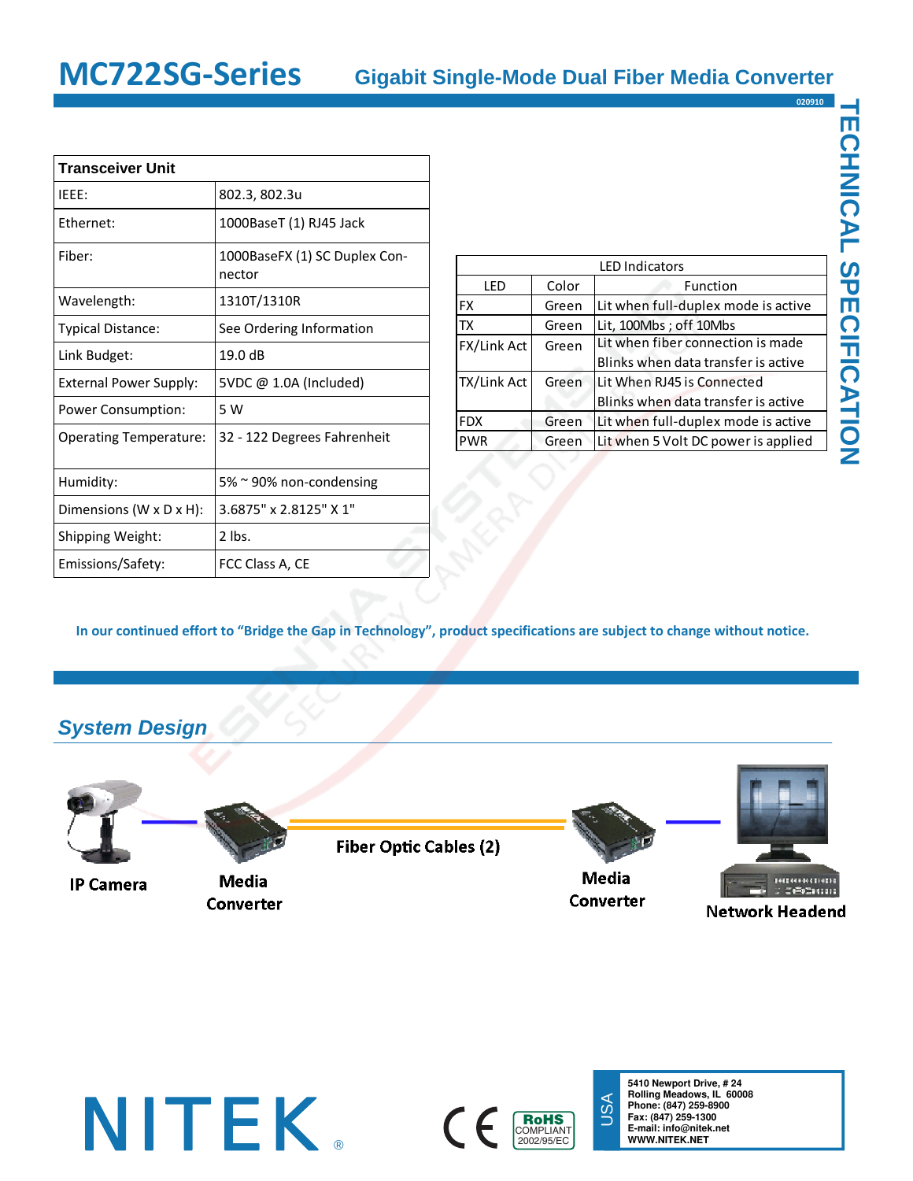# MC722SG-Series

## Gigabit Single-Mode Dual Fiber Media Converter

020910

TECHNICAL SPECIFICATION

| Transceiver Unit | |
|---|---|
| IEEE: | 802.3, 802.3u |
| Ethernet: | 1000BaseT (1) RJ45 Jack |
| Fiber: | 1000BaseFX (1) SC Duplex Connector |
| Wavelength: | 1310T/1310R |
| Typical Distance: | See Ordering Information |
| Link Budget: | 19.0 dB |
| External Power Supply: | 5VDC @ 1.0A (Included) |
| Power Consumption: | 5 W |
| Operating Temperature: | 32 - 122 Degrees Fahrenheit |
| Humidity: | 5% ~ 90% non-condensing |
| Dimensions (W x D x H): | 3.6875" x 2.8125" X 1" |
| Shipping Weight: | 2 lbs. |
| Emissions/Safety: | FCC Class A, CE |

| LED Indicators | | |
|---|---|---|
| LED | Color | Function |
| FX | Green | Lit when full-duplex mode is active |
| TX | Green | Lit, 100Mbs ; off 10Mbs |
| FX/Link Act | Green | Lit when fiber connection is made<br>Blinks when data transfer is active |
| TX/Link Act | Green | Lit When RJ45 is Connected<br>Blinks when data transfer is active |
| FDX | Green | Lit when full-duplex mode is active |
| PWR | Green | Lit when 5 Volt DC power is applied |

**In our continued effort to "Bridge the Gap in Technology", product specifications are subject to change without notice.**

## *System Design*

IP Camera

Media Converter

Fiber Optic Cables (2)

Media Converter

Network Headend

NITEK®

RoHS COMPLIANT 2002/95/EC

USA

5410 Newport Drive, # 24
Rolling Meadows, IL 60008
Phone: (847) 259-8900
Fax: (847) 259-1300
E-mail: info@nitek.net
WWW.NITEK.NET